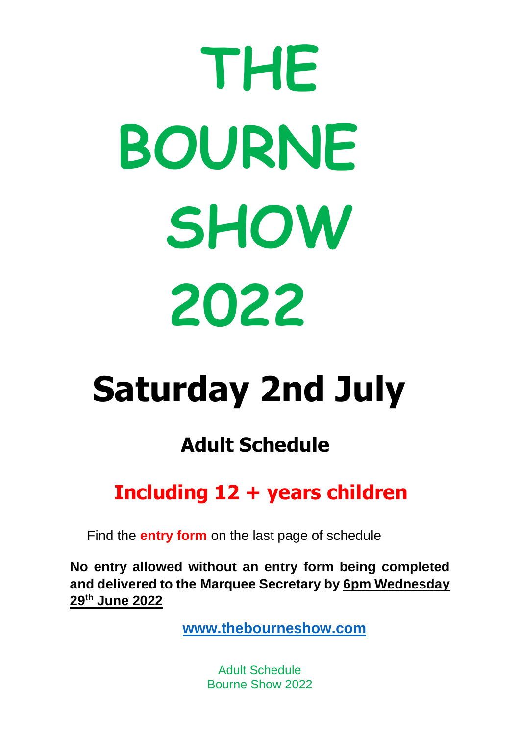# THE BOURNE SHOW 2022

## Saturday 2nd July

### Adult Schedule

### Including 12 + years children

Find the **entry form** on the last page of schedule

**No entry allowed without an entry form being completed and delivered to the Marquee Secretary by 6pm Wednesday 29th June 2022**

**www.thebourneshow.com**

Adult Schedule
Bourne Show 2022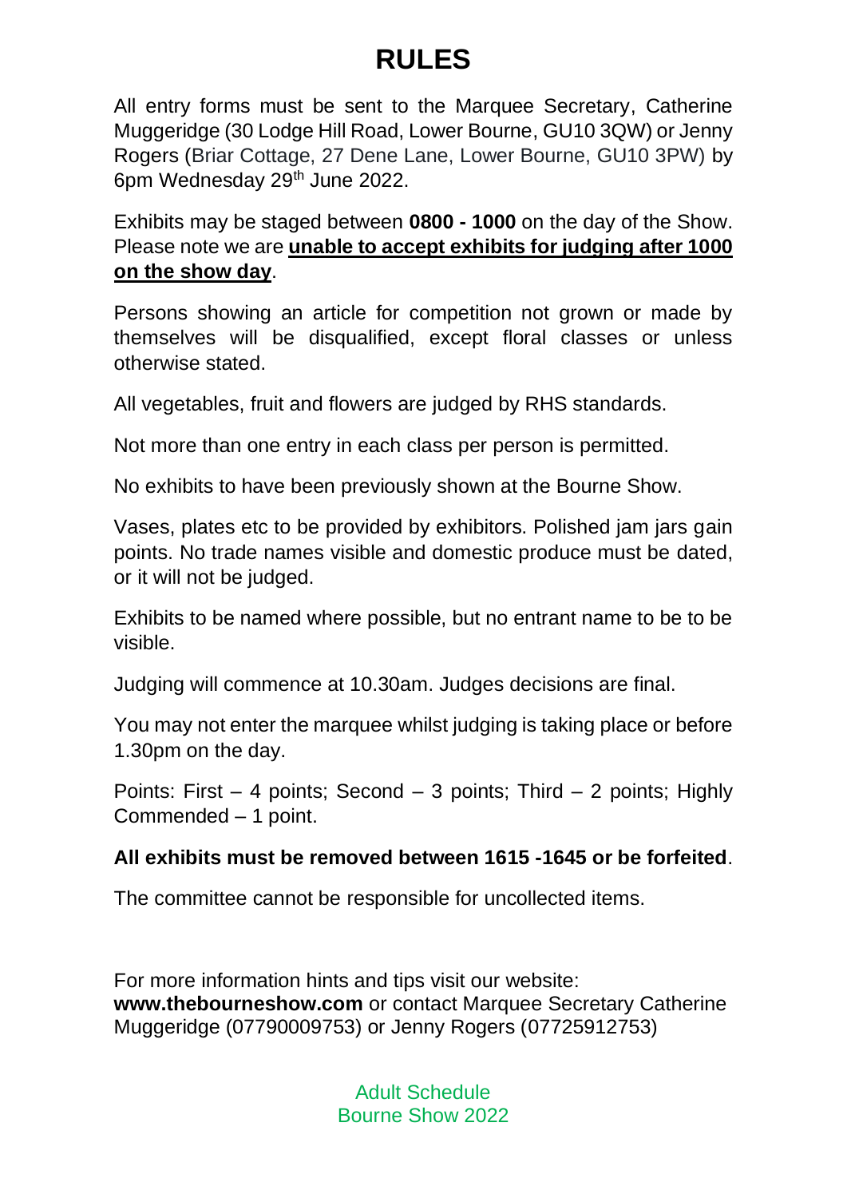# RULES

All entry forms must be sent to the Marquee Secretary, Catherine Muggeridge (30 Lodge Hill Road, Lower Bourne, GU10 3QW) or Jenny Rogers (Briar Cottage, 27 Dene Lane, Lower Bourne, GU10 3PW) by 6pm Wednesday 29th June 2022.

Exhibits may be staged between **0800 - 1000** on the day of the Show. Please note we are **unable to accept exhibits for judging after 1000 on the show day**.

Persons showing an article for competition not grown or made by themselves will be disqualified, except floral classes or unless otherwise stated.

All vegetables, fruit and flowers are judged by RHS standards.

Not more than one entry in each class per person is permitted.

No exhibits to have been previously shown at the Bourne Show.

Vases, plates etc to be provided by exhibitors. Polished jam jars gain points. No trade names visible and domestic produce must be dated, or it will not be judged.

Exhibits to be named where possible, but no entrant name to be to be visible.

Judging will commence at 10.30am. Judges decisions are final.

You may not enter the marquee whilst judging is taking place or before 1.30pm on the day.

Points: First – 4 points; Second – 3 points; Third – 2 points; Highly Commended – 1 point.

**All exhibits must be removed between 1615 -1645 or be forfeited**.

The committee cannot be responsible for uncollected items.

For more information hints and tips visit our website: **www.thebourneshow.com** or contact Marquee Secretary Catherine Muggeridge (07790009753) or Jenny Rogers (07725912753)

Adult Schedule
Bourne Show 2022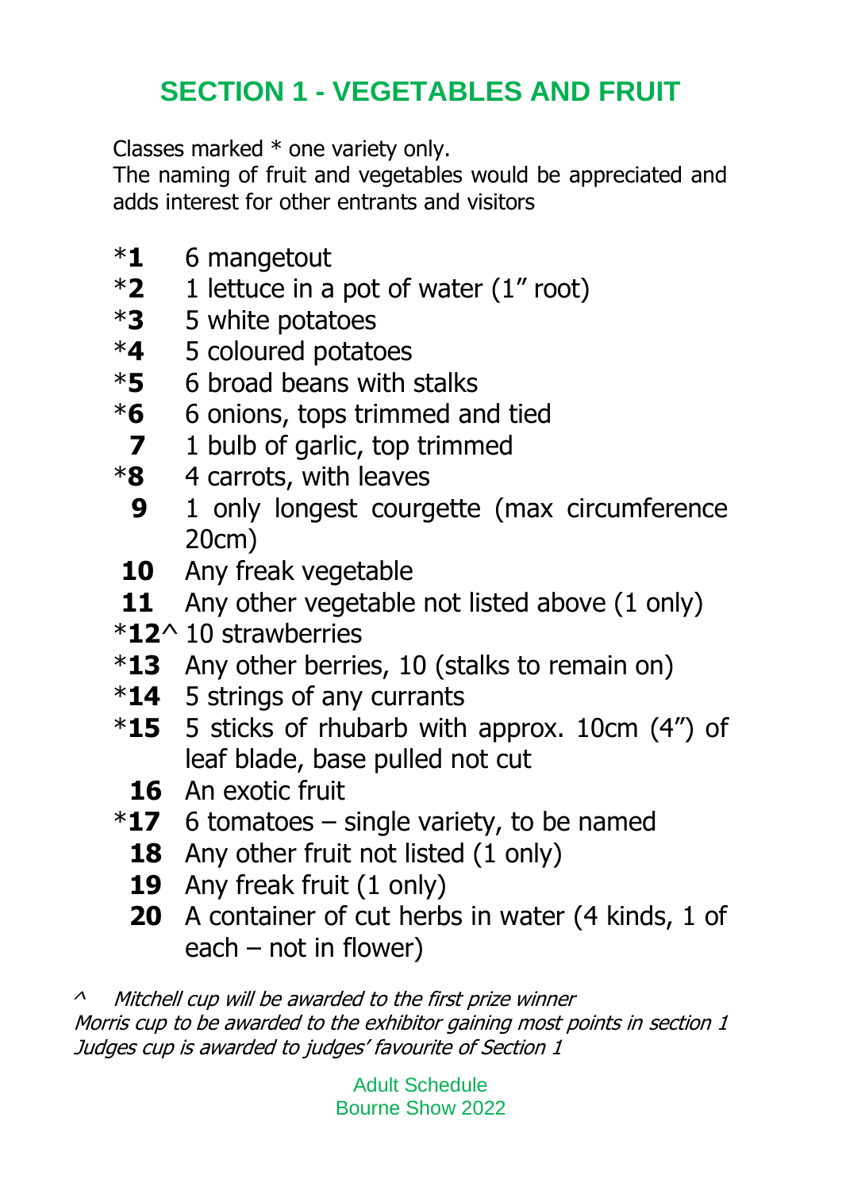## SECTION 1 - VEGETABLES AND FRUIT

Classes marked * one variety only.
The naming of fruit and vegetables would be appreciated and adds interest for other entrants and visitors

- *__1__ 6 mangetout
- *__2__ 1 lettuce in a pot of water (1" root)
- *__3__ 5 white potatoes
- *__4__ 5 coloured potatoes
- *__5__ 6 broad beans with stalks
- *__6__ 6 onions, tops trimmed and tied
- __7__ 1 bulb of garlic, top trimmed
- *__8__ 4 carrots, with leaves
- __9__ 1 only longest courgette (max circumference 20cm)
- __10__ Any freak vegetable
- __11__ Any other vegetable not listed above (1 only)
- *__12__^ 10 strawberries
- *__13__ Any other berries, 10 (stalks to remain on)
- *__14__ 5 strings of any currants
- *__15__ 5 sticks of rhubarb with approx. 10cm (4") of leaf blade, base pulled not cut
- __16__ An exotic fruit
- *__17__ 6 tomatoes – single variety, to be named
- __18__ Any other fruit not listed (1 only)
- __19__ Any freak fruit (1 only)
- __20__ A container of cut herbs in water (4 kinds, 1 of each – not in flower)

*^ Mitchell cup will be awarded to the first prize winner*
*Morris cup to be awarded to the exhibitor gaining most points in section 1*
*Judges cup is awarded to judges' favourite of Section 1*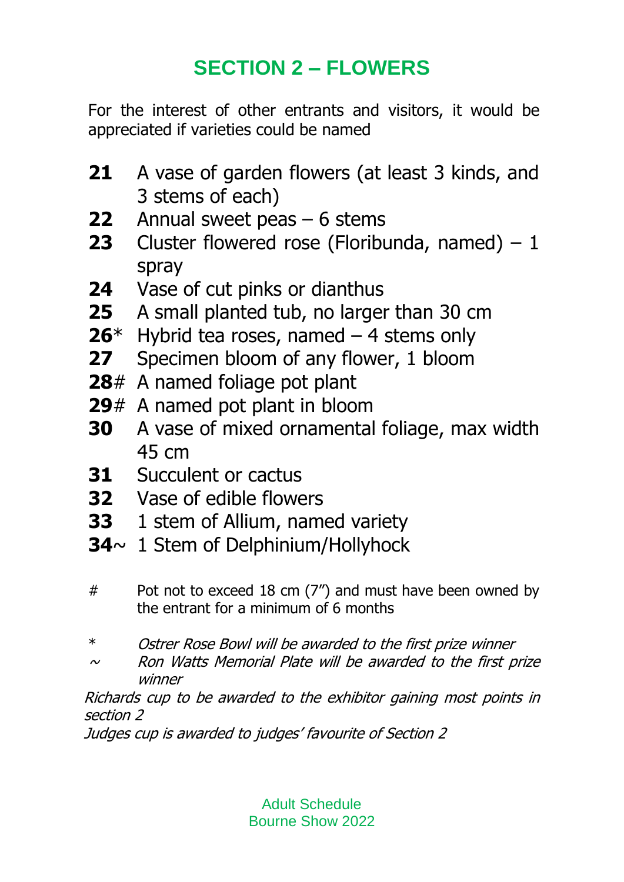## SECTION 2 – FLOWERS

For the interest of other entrants and visitors, it would be appreciated if varieties could be named

**21** A vase of garden flowers (at least 3 kinds, and 3 stems of each)
**22** Annual sweet peas – 6 stems
**23** Cluster flowered rose (Floribunda, named) – 1 spray
**24** Vase of cut pinks or dianthus
**25** A small planted tub, no larger than 30 cm
**26**\* Hybrid tea roses, named – 4 stems only
**27** Specimen bloom of any flower, 1 bloom
**28**# A named foliage pot plant
**29**# A named pot plant in bloom
**30** A vase of mixed ornamental foliage, max width 45 cm
**31** Succulent or cactus
**32** Vase of edible flowers
**33** 1 stem of Allium, named variety
**34**~ 1 Stem of Delphinium/Hollyhock

\# Pot not to exceed 18 cm (7″) and must have been owned by the entrant for a minimum of 6 months

\* *Ostrer Rose Bowl will be awarded to the first prize winner*
~ *Ron Watts Memorial Plate will be awarded to the first prize winner*

*Richards cup to be awarded to the exhibitor gaining most points in section 2*

*Judges cup is awarded to judges' favourite of Section 2*

Adult Schedule
Bourne Show 2022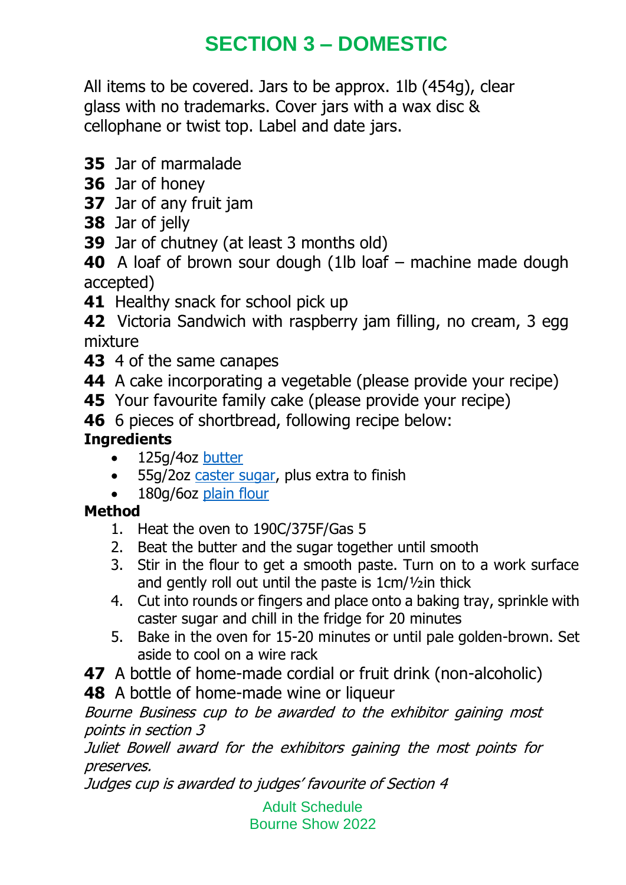# SECTION 3 – DOMESTIC

All items to be covered. Jars to be approx. 1lb (454g), clear glass with no trademarks. Cover jars with a wax disc & cellophane or twist top. Label and date jars.

**35** Jar of marmalade
**36** Jar of honey
**37** Jar of any fruit jam
**38** Jar of jelly
**39** Jar of chutney (at least 3 months old)
**40** A loaf of brown sour dough (1lb loaf – machine made dough accepted)
**41** Healthy snack for school pick up
**42** Victoria Sandwich with raspberry jam filling, no cream, 3 egg mixture
**43** 4 of the same canapes
**44** A cake incorporating a vegetable (please provide your recipe)
**45** Your favourite family cake (please provide your recipe)
**46** 6 pieces of shortbread, following recipe below:

**Ingredients**

- 125g/4oz butter
- 55g/2oz caster sugar, plus extra to finish
- 180g/6oz plain flour

**Method**

1. Heat the oven to 190C/375F/Gas 5
2. Beat the butter and the sugar together until smooth
3. Stir in the flour to get a smooth paste. Turn on to a work surface and gently roll out until the paste is 1cm/½in thick
4. Cut into rounds or fingers and place onto a baking tray, sprinkle with caster sugar and chill in the fridge for 20 minutes
5. Bake in the oven for 15-20 minutes or until pale golden-brown. Set aside to cool on a wire rack

**47** A bottle of home-made cordial or fruit drink (non-alcoholic)
**48** A bottle of home-made wine or liqueur

*Bourne Business cup to be awarded to the exhibitor gaining most points in section 3*
*Juliet Bowell award for the exhibitors gaining the most points for preserves.*
*Judges cup is awarded to judges' favourite of Section 4*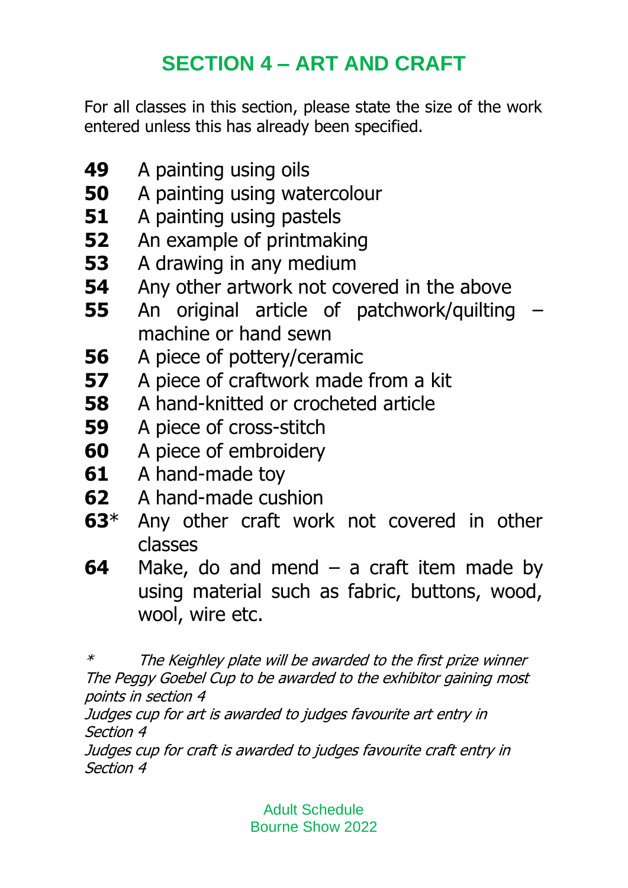# SECTION 4 – ART AND CRAFT

For all classes in this section, please state the size of the work entered unless this has already been specified.

**49** A painting using oils
**50** A painting using watercolour
**51** A painting using pastels
**52** An example of printmaking
**53** A drawing in any medium
**54** Any other artwork not covered in the above
**55** An original article of patchwork/quilting – machine or hand sewn
**56** A piece of pottery/ceramic
**57** A piece of craftwork made from a kit
**58** A hand-knitted or crocheted article
**59** A piece of cross-stitch
**60** A piece of embroidery
**61** A hand-made toy
**62** A hand-made cushion
**63*** Any other craft work not covered in other classes
**64** Make, do and mend – a craft item made by using material such as fabric, buttons, wood, wool, wire etc.

*\*	The Keighley plate will be awarded to the first prize winner*
*The Peggy Goebel Cup to be awarded to the exhibitor gaining most points in section 4*
*Judges cup for art is awarded to judges favourite art entry in Section 4*
*Judges cup for craft is awarded to judges favourite craft entry in Section 4*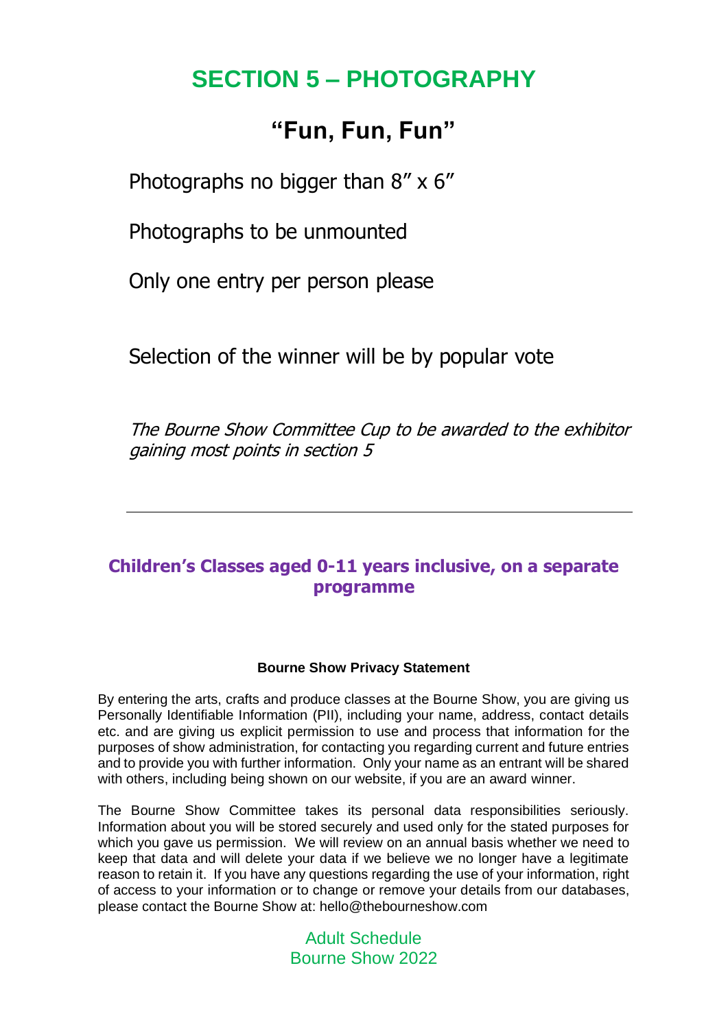# SECTION 5 – PHOTOGRAPHY

## "Fun, Fun, Fun"

Photographs no bigger than 8" x 6"

Photographs to be unmounted

Only one entry per person please

Selection of the winner will be by popular vote

*The Bourne Show Committee Cup to be awarded to the exhibitor gaining most points in section 5*

---

## Children's Classes aged 0-11 years inclusive, on a separate programme

**Bourne Show Privacy Statement**

By entering the arts, crafts and produce classes at the Bourne Show, you are giving us Personally Identifiable Information (PII), including your name, address, contact details etc. and are giving us explicit permission to use and process that information for the purposes of show administration, for contacting you regarding current and future entries and to provide you with further information. Only your name as an entrant will be shared with others, including being shown on our website, if you are an award winner.

The Bourne Show Committee takes its personal data responsibilities seriously. Information about you will be stored securely and used only for the stated purposes for which you gave us permission. We will review on an annual basis whether we need to keep that data and will delete your data if we believe we no longer have a legitimate reason to retain it. If you have any questions regarding the use of your information, right of access to your information or to change or remove your details from our databases, please contact the Bourne Show at: hello@thebourneshow.com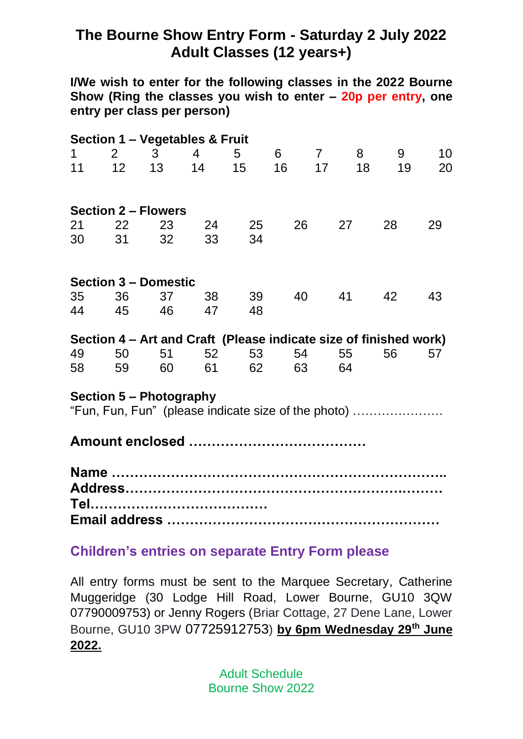# The Bourne Show Entry Form - Saturday 2 July 2022
## Adult Classes (12 years+)

**I/We wish to enter for the following classes in the 2022 Bourne Show (Ring the classes you wish to enter – 20p per entry, one entry per class per person)**

**Section 1 – Vegetables & Fruit**

| | | | | | | | | | |
|---|---|---|---|---|---|---|---|---|---|
| 1 | 2 | 3 | 4 | 5 | 6 | 7 | 8 | 9 | 10 |
| 11 | 12 | 13 | 14 | 15 | 16 | 17 | 18 | 19 | 20 |

**Section 2 – Flowers**

| | | | | | | | | |
|---|---|---|---|---|---|---|---|---|
| 21 | 22 | 23 | 24 | 25 | 26 | 27 | 28 | 29 |
| 30 | 31 | 32 | 33 | 34 | | | | |

**Section 3 – Domestic**

| | | | | | | | | |
|---|---|---|---|---|---|---|---|---|
| 35 | 36 | 37 | 38 | 39 | 40 | 41 | 42 | 43 |
| 44 | 45 | 46 | 47 | 48 | | | | |

**Section 4 – Art and Craft (Please indicate size of finished work)**

| | | | | | | | | |
|---|---|---|---|---|---|---|---|---|
| 49 | 50 | 51 | 52 | 53 | 54 | 55 | 56 | 57 |
| 58 | 59 | 60 | 61 | 62 | 63 | 64 | | |

**Section 5 – Photography**

"Fun, Fun, Fun" (please indicate size of the photo) ………………….

**Amount enclosed ………………………………..**

**Name ……………………………………………………………….**
**Address………………………………………………………..……**
**Tel…………………………………**
**Email address ……………………………………………………**

**Children's entries on separate Entry Form please**

All entry forms must be sent to the Marquee Secretary, Catherine Muggeridge (30 Lodge Hill Road, Lower Bourne, GU10 3QW 07790009753) or Jenny Rogers (Briar Cottage, 27 Dene Lane, Lower Bourne, GU10 3PW 07725912753) **by 6pm Wednesday 29th June 2022.**

Adult Schedule
Bourne Show 2022